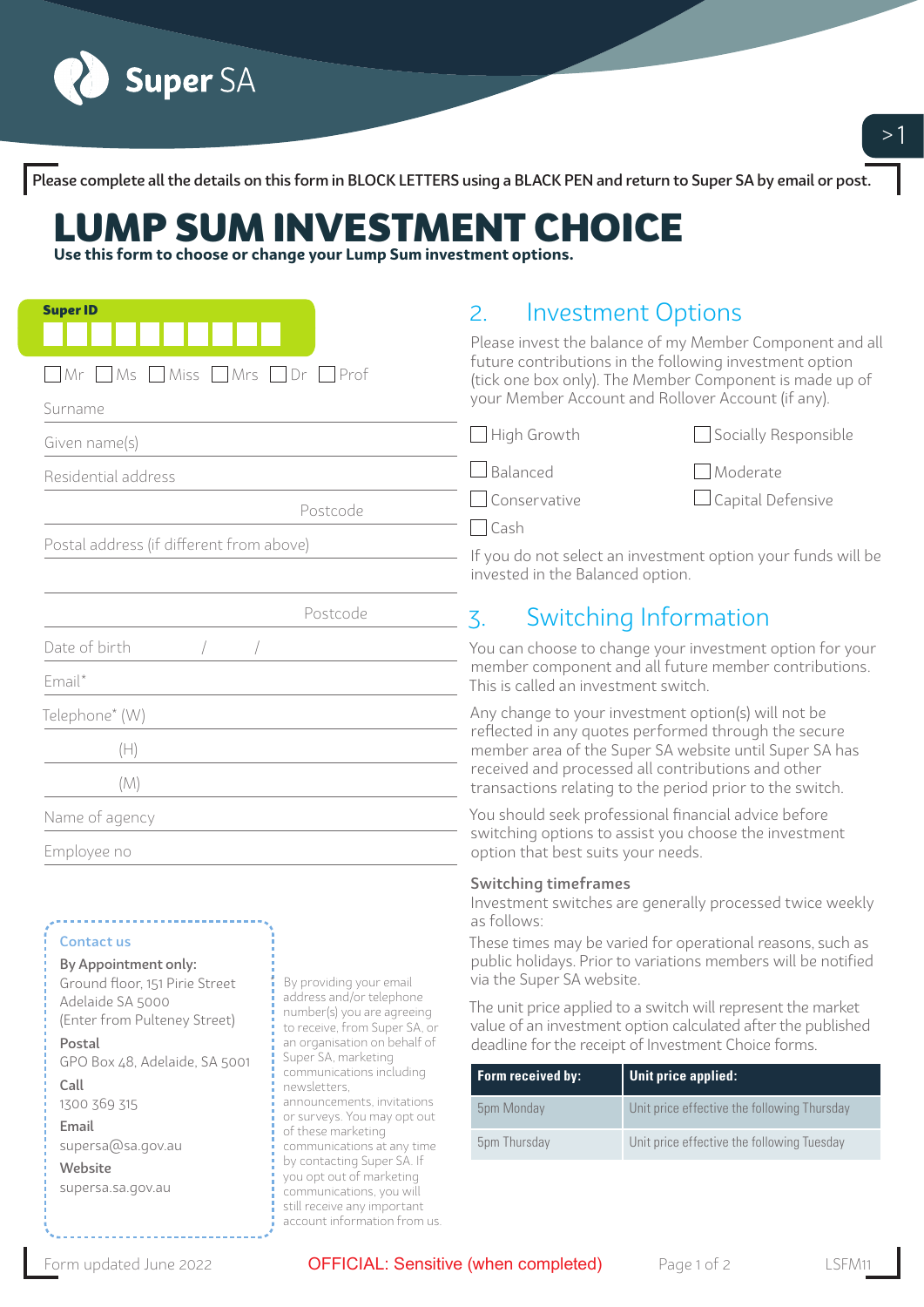Please complete all the details on this form in BLOCK LETTERS using a BLACK PEN and return to Super SA by email or post.

# LUMP SUM INVESTMENT CHOICE

**Use this form to choose or change your Lump Sum investment options.**

**Super ID**

☐ Mr ☐ Ms ☐ Miss ☐ Mrs ☐ Dr ☐ Prof

Surname

Given name(s)

Residential address

Postcode

Postal address (if different from above)

Postcode

Date of birth / /

Email*

Telephone* (W)

(H)

(M)

Name of agency

Employee no

**Contact us**

**By Appointment only:**
Ground floor, 151 Pirie Street
Adelaide SA 5000
(Enter from Pulteney Street)

**Postal**
GPO Box 48, Adelaide, SA 5001

**Call**
1300 369 315

**Email**
supersa@sa.gov.au

**Website**
supersa.sa.gov.au

By providing your email address and/or telephone number(s) you are agreeing to receive, from Super SA, or an organisation on behalf of Super SA, marketing communications including newsletters, announcements, invitations or surveys. You may opt out of these marketing communications at any time by contacting Super SA. If you opt out of marketing communications, you will still receive any important account information from us.

## 2. Investment Options

Please invest the balance of my Member Component and all future contributions in the following investment option (tick one box only). The Member Component is made up of your Member Account and Rollover Account (if any).

☐ High Growth ☐ Socially Responsible

☐ Balanced ☐ Moderate

☐ Conservative ☐ Capital Defensive

☐ Cash

If you do not select an investment option your funds will be invested in the Balanced option.

## 3. Switching Information

You can choose to change your investment option for your member component and all future member contributions. This is called an investment switch.

Any change to your investment option(s) will not be reflected in any quotes performed through the secure member area of the Super SA website until Super SA has received and processed all contributions and other transactions relating to the period prior to the switch.

You should seek professional financial advice before switching options to assist you choose the investment option that best suits your needs.

**Switching timeframes**

Investment switches are generally processed twice weekly as follows:

These times may be varied for operational reasons, such as public holidays. Prior to variations members will be notified via the Super SA website.

The unit price applied to a switch will represent the market value of an investment option calculated after the published deadline for the receipt of Investment Choice forms.

| Form received by: | Unit price applied: |
|---|---|
| 5pm Monday | Unit price effective the following Thursday |
| 5pm Thursday | Unit price effective the following Tuesday |

Form updated June 2022

OFFICIAL: Sensitive (when completed)

LSFM11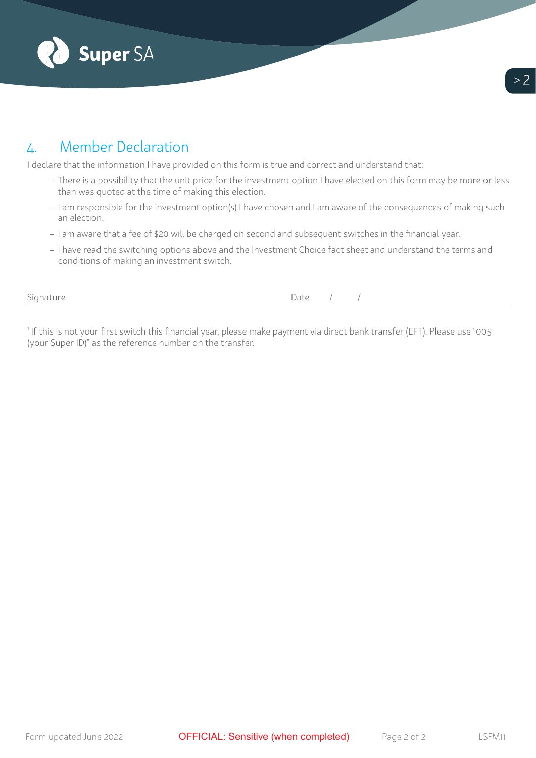## 4. Member Declaration

I declare that the information I have provided on this form is true and correct and understand that:

- There is a possibility that the unit price for the investment option I have elected on this form may be more or less than was quoted at the time of making this election.
- I am responsible for the investment option(s) I have chosen and I am aware of the consequences of making such an election.
- I am aware that a fee of $20 will be charged on second and subsequent switches in the financial year.[1]
- I have read the switching options above and the Investment Choice fact sheet and understand the terms and conditions of making an investment switch.

Signature                                        Date     /     /

[1] If this is not your first switch this financial year, please make payment via direct bank transfer (EFT). Please use "005 (your Super ID)" as the reference number on the transfer.

Form updated June 2022    OFFICIAL: Sensitive (when completed)    LSFM11